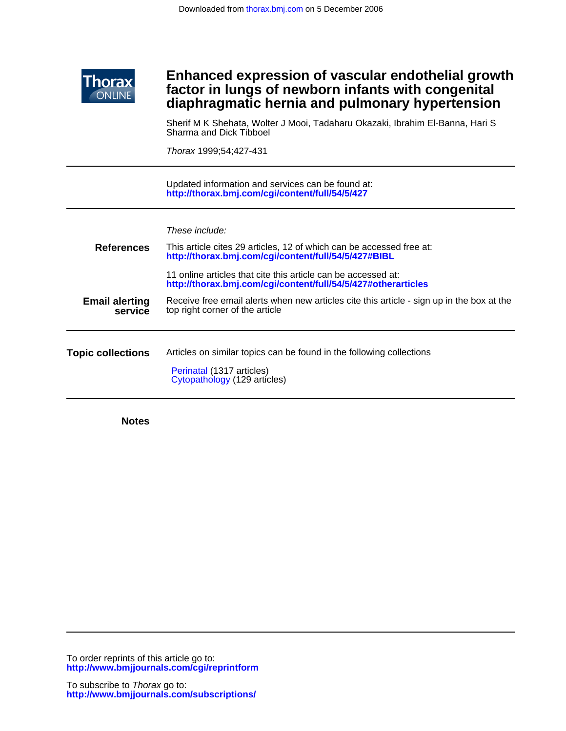# Enhanced expression of vascular endothelial growth factor in lungs of newborn infants with congenital diaphragmatic hernia and pulmonary hypertension

Sherif M K Shehata, Wolter J Mooi, Tadaharu Okazaki, Ibrahim El-Banna, Hari S Sharma and Dick Tibboel

*Thorax* 1999;54;427-431

---

Updated information and services can be found at:
**http://thorax.bmj.com/cgi/content/full/54/5/427**

---

*These include:*

**References**

This article cites 29 articles, 12 of which can be accessed free at:
**http://thorax.bmj.com/cgi/content/full/54/5/427#BIBL**

11 online articles that cite this article can be accessed at:
**http://thorax.bmj.com/cgi/content/full/54/5/427#otherarticles**

**Email alerting service**

Receive free email alerts when new articles cite this article - sign up in the box at the top right corner of the article

---

**Topic collections**

Articles on similar topics can be found in the following collections

Perinatal (1317 articles)
Cytopathology (129 articles)

---

**Notes**

---

To order reprints of this article go to:
**http://www.bmjjournals.com/cgi/reprintform**

To subscribe to *Thorax* go to:
**http://www.bmjjournals.com/subscriptions/**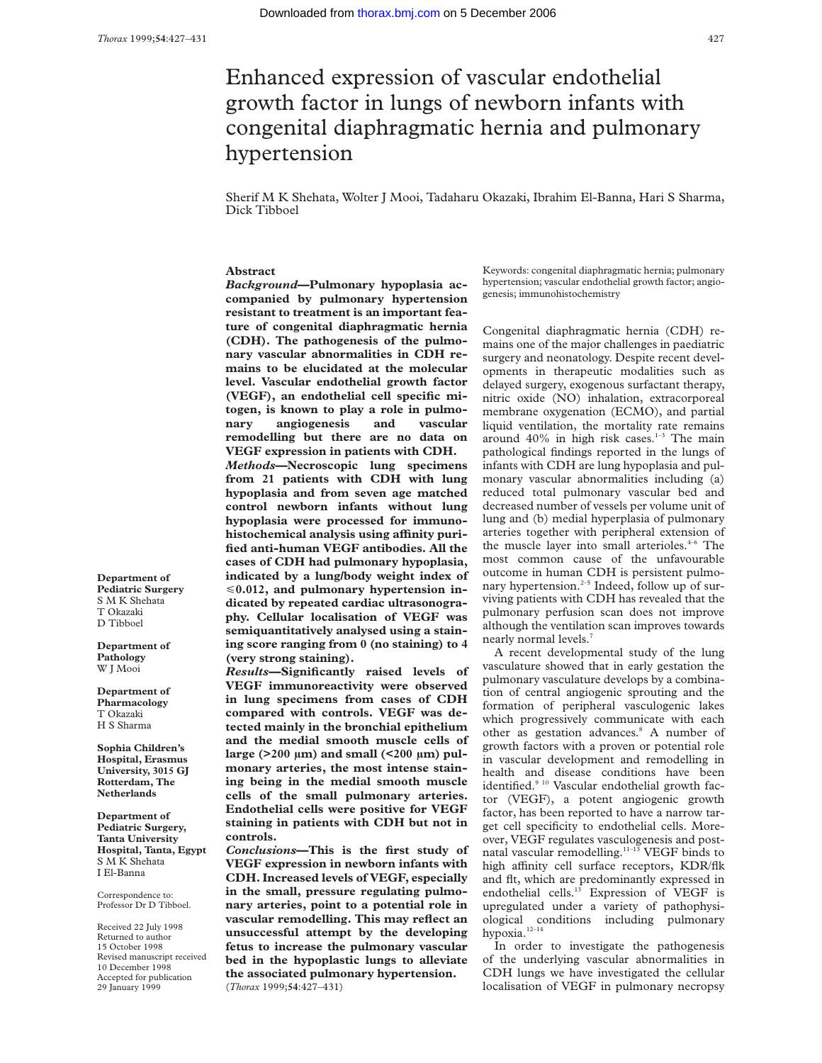# Enhanced expression of vascular endothelial growth factor in lungs of newborn infants with congenital diaphragmatic hernia and pulmonary hypertension

Sherif M K Shehata, Wolter J Mooi, Tadaharu Okazaki, Ibrahim El-Banna, Hari S Sharma, Dick Tibboel

**Department of Pediatric Surgery**
S M K Shehata
T Okazaki
D Tibboel

**Department of Pathology**
W J Mooi

**Department of Pharmacology**
T Okazaki
H S Sharma

**Sophia Children's Hospital, Erasmus University, 3015 GJ Rotterdam, The Netherlands**

**Department of Pediatric Surgery, Tanta University Hospital, Tanta, Egypt**
S M K Shehata
I El-Banna

Correspondence to: Professor Dr D Tibboel.

Received 22 July 1998
Returned to author 15 October 1998
Revised manuscript received 10 December 1998
Accepted for publication 29 January 1999

## Abstract

***Background*—Pulmonary hypoplasia accompanied by pulmonary hypertension resistant to treatment is an important feature of congenital diaphragmatic hernia (CDH). The pathogenesis of the pulmonary vascular abnormalities in CDH remains to be elucidated at the molecular level. Vascular endothelial growth factor (VEGF), an endothelial cell specific mitogen, is known to play a role in pulmonary angiogenesis and vascular remodelling but there are no data on VEGF expression in patients with CDH.**

***Methods*—Necroscopic lung specimens from 21 patients with CDH with lung hypoplasia and from seven age matched control newborn infants without lung hypoplasia were processed for immunohistochemical analysis using affinity purified anti-human VEGF antibodies. All the cases of CDH had pulmonary hypoplasia, indicated by a lung/body weight index of ≤0.012, and pulmonary hypertension indicated by repeated cardiac ultrasonography. Cellular localisation of VEGF was semiquantitatively analysed using a staining score ranging from 0 (no staining) to 4 (very strong staining).**

***Results*—Significantly raised levels of VEGF immunoreactivity were observed in lung specimens from cases of CDH compared with controls. VEGF was detected mainly in the bronchial epithelium and the medial smooth muscle cells of large (>200 μm) and small (<200 μm) pulmonary arteries, the most intense staining being in the medial smooth muscle cells of the small pulmonary arteries. Endothelial cells were positive for VEGF staining in patients with CDH but not in controls.**

***Conclusions*—This is the first study of VEGF expression in newborn infants with CDH. Increased levels of VEGF, especially in the small, pressure regulating pulmonary arteries, point to a potential role in vascular remodelling. This may reflect an unsuccessful attempt by the developing fetus to increase the pulmonary vascular bed in the hypoplastic lungs to alleviate the associated pulmonary hypertension.**
(*Thorax* 1999;**54**:427–431)

Keywords: congenital diaphragmatic hernia; pulmonary hypertension; vascular endothelial growth factor; angiogenesis; immunohistochemistry

Congenital diaphragmatic hernia (CDH) remains one of the major challenges in paediatric surgery and neonatology. Despite recent developments in therapeutic modalities such as delayed surgery, exogenous surfactant therapy, nitric oxide (NO) inhalation, extracorporeal membrane oxygenation (ECMO), and partial liquid ventilation, the mortality rate remains around 40% in high risk cases.[1–3] The main pathological findings reported in the lungs of infants with CDH are lung hypoplasia and pulmonary vascular abnormalities including (a) reduced total pulmonary vascular bed and decreased number of vessels per volume unit of lung and (b) medial hyperplasia of pulmonary arteries together with peripheral extension of the muscle layer into small arterioles.[4–6] The most common cause of the unfavourable outcome in human CDH is persistent pulmonary hypertension.[2–5] Indeed, follow up of surviving patients with CDH has revealed that the pulmonary perfusion scan does not improve although the ventilation scan improves towards nearly normal levels.[7]

A recent developmental study of the lung vasculature showed that in early gestation the pulmonary vasculature develops by a combination of central angiogenic sprouting and the formation of peripheral vasculogenic lakes which progressively communicate with each other as gestation advances.[8] A number of growth factors with a proven or potential role in vascular development and remodelling in health and disease conditions have been identified.[9 10] Vascular endothelial growth factor (VEGF), a potent angiogenic growth factor, has been reported to have a narrow target cell specificity to endothelial cells. Moreover, VEGF regulates vasculogenesis and postnatal vascular remodelling.[11–13] VEGF binds to high affinity cell surface receptors, KDR/flk and flt, which are predominantly expressed in endothelial cells.[13] Expression of VEGF is upregulated under a variety of pathophysiological conditions including pulmonary hypoxia.[12–14]

In order to investigate the pathogenesis of the underlying vascular abnormalities in CDH lungs we have investigated the cellular localisation of VEGF in pulmonary necropsy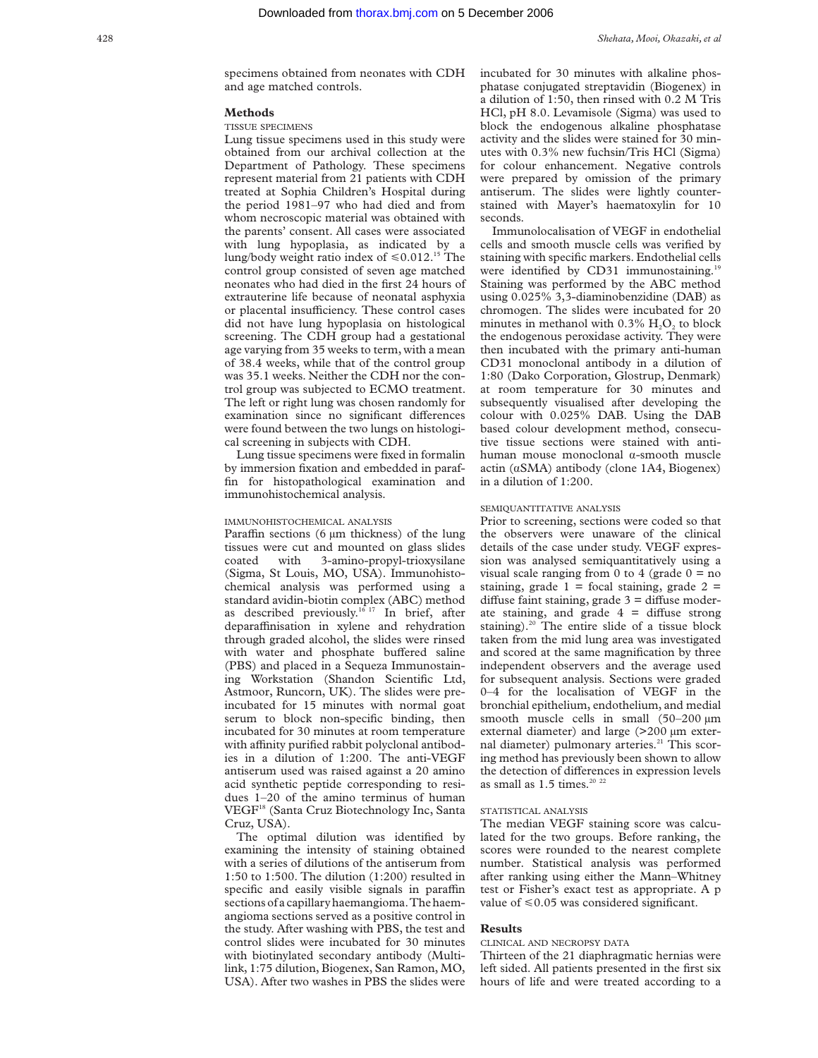specimens obtained from neonates with CDH and age matched controls.

## Methods

### TISSUE SPECIMENS

Lung tissue specimens used in this study were obtained from our archival collection at the Department of Pathology. These specimens represent material from 21 patients with CDH treated at Sophia Children's Hospital during the period 1981–97 who had died and from whom necroscopic material was obtained with the parents' consent. All cases were associated with lung hypoplasia, as indicated by a lung/body weight ratio index of ≤0.012.[15] The control group consisted of seven age matched neonates who had died in the first 24 hours of extrauterine life because of neonatal asphyxia or placental insufficiency. These control cases did not have lung hypoplasia on histological screening. The CDH group had a gestational age varying from 35 weeks to term, with a mean of 38.4 weeks, while that of the control group was 35.1 weeks. Neither the CDH nor the control group was subjected to ECMO treatment. The left or right lung was chosen randomly for examination since no significant differences were found between the two lungs on histological screening in subjects with CDH.

Lung tissue specimens were fixed in formalin by immersion fixation and embedded in paraffin for histopathological examination and immunohistochemical analysis.

### IMMUNOHISTOCHEMICAL ANALYSIS

Paraffin sections (6 μm thickness) of the lung tissues were cut and mounted on glass slides coated with 3-amino-propyl-trioxysilane (Sigma, St Louis, MO, USA). Immunohistochemical analysis was performed using a standard avidin-biotin complex (ABC) method as described previously.[16 17] In brief, after deparaffinisation in xylene and rehydration through graded alcohol, the slides were rinsed with water and phosphate buffered saline (PBS) and placed in a Sequeza Immunostaining Workstation (Shandon Scientific Ltd, Astmoor, Runcorn, UK). The slides were preincubated for 15 minutes with normal goat serum to block non-specific binding, then incubated for 30 minutes at room temperature with affinity purified rabbit polyclonal antibodies in a dilution of 1:200. The anti-VEGF antiserum used was raised against a 20 amino acid synthetic peptide corresponding to residues 1–20 of the amino terminus of human VEGF[18] (Santa Cruz Biotechnology Inc, Santa Cruz, USA).

The optimal dilution was identified by examining the intensity of staining obtained with a series of dilutions of the antiserum from 1:50 to 1:500. The dilution (1:200) resulted in specific and easily visible signals in paraffin sections of a capillary haemangioma. The haemangioma sections served as a positive control in the study. After washing with PBS, the test and control slides were incubated for 30 minutes with biotinylated secondary antibody (Multilink, 1:75 dilution, Biogenex, San Ramon, MO, USA). After two washes in PBS the slides were incubated for 30 minutes with alkaline phosphatase conjugated streptavidin (Biogenex) in a dilution of 1:50, then rinsed with 0.2 M Tris HCl, pH 8.0. Levamisole (Sigma) was used to block the endogenous alkaline phosphatase activity and the slides were stained for 30 minutes with 0.3% new fuchsin/Tris HCl (Sigma) for colour enhancement. Negative controls were prepared by omission of the primary antiserum. The slides were lightly counterstained with Mayer's haematoxylin for 10 seconds.

Immunolocalisation of VEGF in endothelial cells and smooth muscle cells was verified by staining with specific markers. Endothelial cells were identified by CD31 immunostaining.[19] Staining was performed by the ABC method using 0.025% 3,3-diaminobenzidine (DAB) as chromogen. The slides were incubated for 20 minutes in methanol with 0.3% $H_2O_2$ to block the endogenous peroxidase activity. They were then incubated with the primary anti-human CD31 monoclonal antibody in a dilution of 1:80 (Dako Corporation, Glostrup, Denmark) at room temperature for 30 minutes and subsequently visualised after developing the colour with 0.025% DAB. Using the DAB based colour development method, consecutive tissue sections were stained with anti-human mouse monoclonal α-smooth muscle actin (αSMA) antibody (clone 1A4, Biogenex) in a dilution of 1:200.

### SEMIQUANTITATIVE ANALYSIS

Prior to screening, sections were coded so that the observers were unaware of the clinical details of the case under study. VEGF expression was analysed semiquantitatively using a visual scale ranging from 0 to 4 (grade 0 = no staining, grade 1 = focal staining, grade 2 = diffuse faint staining, grade 3 = diffuse moderate staining, and grade 4 = diffuse strong staining).[20] The entire slide of a tissue block taken from the mid lung area was investigated and scored at the same magnification by three independent observers and the average used for subsequent analysis. Sections were graded 0–4 for the localisation of VEGF in the bronchial epithelium, endothelium, and medial smooth muscle cells in small (50–200 μm external diameter) and large (>200 μm external diameter) pulmonary arteries.[21] This scoring method has previously been shown to allow the detection of differences in expression levels as small as 1.5 times.[20 22]

### STATISTICAL ANALYSIS

The median VEGF staining score was calculated for the two groups. Before ranking, the scores were rounded to the nearest complete number. Statistical analysis was performed after ranking using either the Mann–Whitney test or Fisher's exact test as appropriate. A p value of ≤0.05 was considered significant.

## Results

### CLINICAL AND NECROPSY DATA

Thirteen of the 21 diaphragmatic hernias were left sided. All patients presented in the first six hours of life and were treated according to a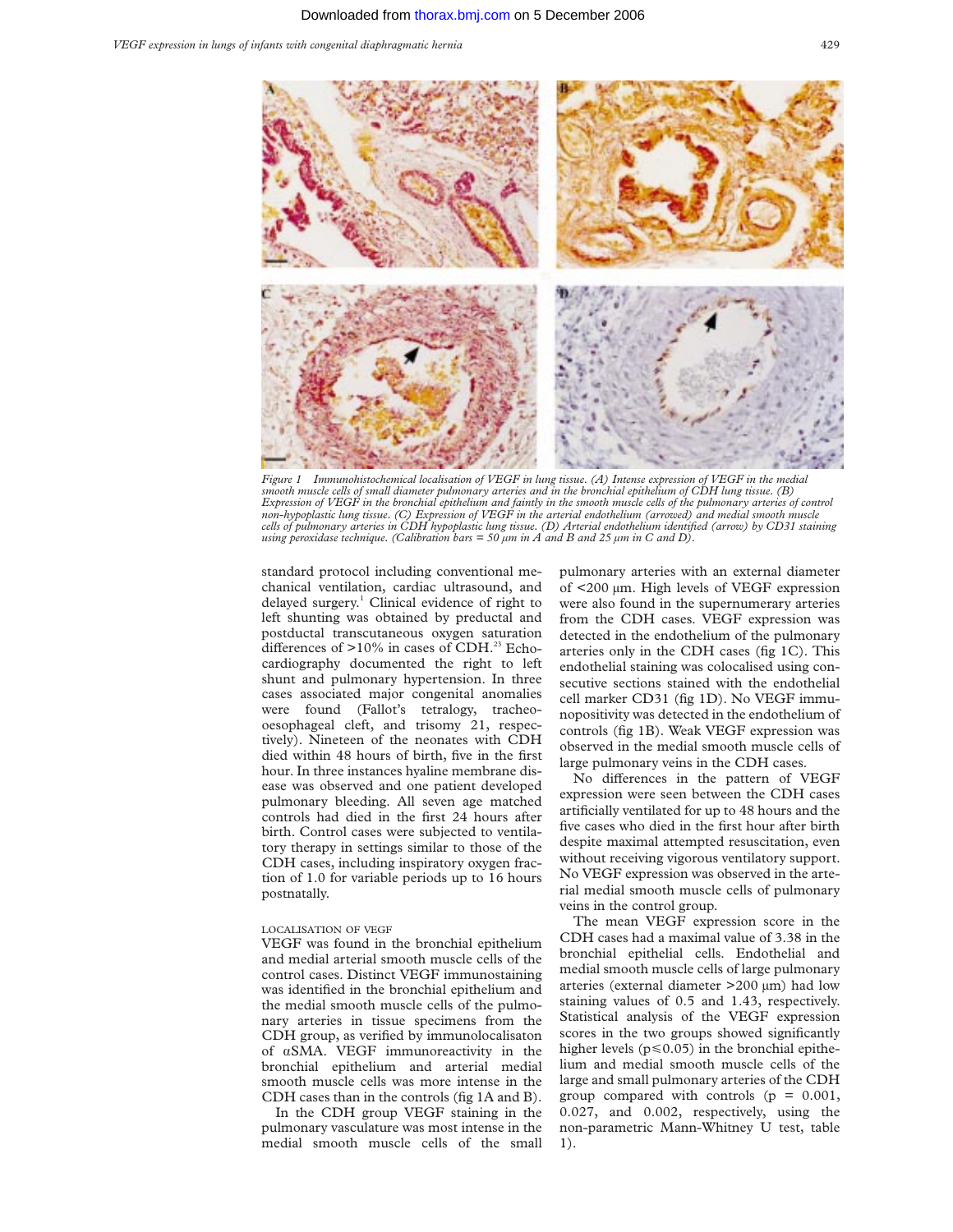Figure 1 Immunohistochemical localisation of VEGF in lung tissue. (A) Intense expression of VEGF in the medial smooth muscle cells of small diameter pulmonary arteries and in the bronchial epithelium of CDH lung tissue. (B) Expression of VEGF in the bronchial epithelium and faintly in the smooth muscle cells of the pulmonary arteries of control non-hypoplastic lung tissue. (C) Expression of VEGF in the arterial endothelium (arrowed) and medial smooth muscle cells of pulmonary arteries in CDH hypoplastic lung tissue. (D) Arterial endothelium identified (arrow) by CD31 staining using peroxidase technique. (Calibration bars = 50 µm in A and B and 25 µm in C and D).

standard protocol including conventional mechanical ventilation, cardiac ultrasound, and delayed surgery.[1] Clinical evidence of right to left shunting was obtained by preductal and postductal transcutaneous oxygen saturation differences of >10% in cases of CDH.[23] Echocardiography documented the right to left shunt and pulmonary hypertension. In three cases associated major congenital anomalies were found (Fallot's tetralogy, tracheo-oesophageal cleft, and trisomy 21, respectively). Nineteen of the neonates with CDH died within 48 hours of birth, five in the first hour. In three instances hyaline membrane disease was observed and one patient developed pulmonary bleeding. All seven age matched controls had died in the first 24 hours after birth. Control cases were subjected to ventilatory therapy in settings similar to those of the CDH cases, including inspiratory oxygen fraction of 1.0 for variable periods up to 16 hours postnatally.

### LOCALISATION OF VEGF

VEGF was found in the bronchial epithelium and medial arterial smooth muscle cells of the control cases. Distinct VEGF immunostaining was identified in the bronchial epithelium and the medial smooth muscle cells of the pulmonary arteries in tissue specimens from the CDH group, as verified by immunolocalisaton of αSMA. VEGF immunoreactivity in the bronchial epithelium and arterial medial smooth muscle cells was more intense in the CDH cases than in the controls (fig 1A and B).

In the CDH group VEGF staining in the pulmonary vasculature was most intense in the medial smooth muscle cells of the small pulmonary arteries with an external diameter of <200 µm. High levels of VEGF expression were also found in the supernumerary arteries from the CDH cases. VEGF expression was detected in the endothelium of the pulmonary arteries only in the CDH cases (fig 1C). This endothelial staining was colocalised using consecutive sections stained with the endothelial cell marker CD31 (fig 1D). No VEGF immunopositivity was detected in the endothelium of controls (fig 1B). Weak VEGF expression was observed in the medial smooth muscle cells of large pulmonary veins in the CDH cases.

No differences in the pattern of VEGF expression were seen between the CDH cases artificially ventilated for up to 48 hours and the five cases who died in the first hour after birth despite maximal attempted resuscitation, even without receiving vigorous ventilatory support. No VEGF expression was observed in the arterial medial smooth muscle cells of pulmonary veins in the control group.

The mean VEGF expression score in the CDH cases had a maximal value of 3.38 in the bronchial epithelial cells. Endothelial and medial smooth muscle cells of large pulmonary arteries (external diameter >200 µm) had low staining values of 0.5 and 1.43, respectively. Statistical analysis of the VEGF expression scores in the two groups showed significantly higher levels ($p \leq 0.05$) in the bronchial epithelium and medial smooth muscle cells of the large and small pulmonary arteries of the CDH group compared with controls ($p = 0.001$, $0.027$, and $0.002$, respectively, using the non-parametric Mann-Whitney U test, table 1).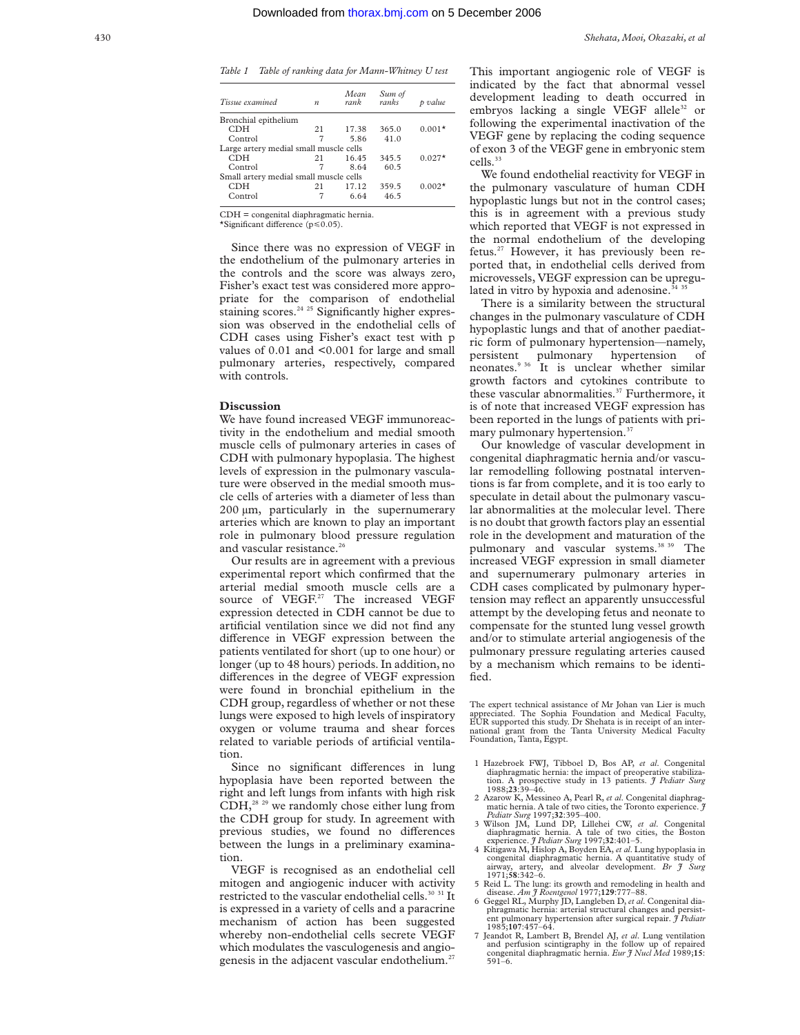Table 1 Table of ranking data for Mann-Whitney U test

| Tissue examined | n | Mean rank | Sum of ranks | p value |
|---|---|---|---|---|
| Bronchial epithelium | | | | |
| CDH | 21 | 17.38 | 365.0 | 0.001* |
| Control | 7 | 5.86 | 41.0 | |
| Large artery medial small muscle cells | | | | |
| CDH | 21 | 16.45 | 345.5 | 0.027* |
| Control | 7 | 8.64 | 60.5 | |
| Small artery medial small muscle cells | | | | |
| CDH | 21 | 17.12 | 359.5 | 0.002* |
| Control | 7 | 6.64 | 46.5 | |

CDH = congenital diaphragmatic hernia.
*Significant difference ($p \leq 0.05$).

Since there was no expression of VEGF in the endothelium of the pulmonary arteries in the controls and the score was always zero, Fisher's exact test was considered more appropriate for the comparison of endothelial staining scores.[24 25] Significantly higher expression was observed in the endothelial cells of CDH cases using Fisher's exact test with p values of 0.01 and <0.001 for large and small pulmonary arteries, respectively, compared with controls.

## Discussion

We have found increased VEGF immunoreactivity in the endothelium and medial smooth muscle cells of pulmonary arteries in cases of CDH with pulmonary hypoplasia. The highest levels of expression in the pulmonary vasculature were observed in the medial smooth muscle cells of arteries with a diameter of less than 200 μm, particularly in the supernumerary arteries which are known to play an important role in pulmonary blood pressure regulation and vascular resistance.[26]

Our results are in agreement with a previous experimental report which confirmed that the arterial medial smooth muscle cells are a source of VEGF.[27] The increased VEGF expression detected in CDH cannot be due to artificial ventilation since we did not find any difference in VEGF expression between the patients ventilated for short (up to one hour) or longer (up to 48 hours) periods. In addition, no differences in the degree of VEGF expression were found in bronchial epithelium in the CDH group, regardless of whether or not these lungs were exposed to high levels of inspiratory oxygen or volume trauma and shear forces related to variable periods of artificial ventilation.

Since no significant differences in lung hypoplasia have been reported between the right and left lungs from infants with high risk CDH,[28 29] we randomly chose either lung from the CDH group for study. In agreement with previous studies, we found no differences between the lungs in a preliminary examination.

VEGF is recognised as an endothelial cell mitogen and angiogenic inducer with activity restricted to the vascular endothelial cells.[30 31] It is expressed in a variety of cells and a paracrine mechanism of action has been suggested whereby non-endothelial cells secrete VEGF which modulates the vasculogenesis and angiogenesis in the adjacent vascular endothelium.[27] This important angiogenic role of VEGF is indicated by the fact that abnormal vessel development leading to death occurred in embryos lacking a single VEGF allele[32] or following the experimental inactivation of the VEGF gene by replacing the coding sequence of exon 3 of the VEGF gene in embryonic stem cells.[33]

We found endothelial reactivity for VEGF in the pulmonary vasculature of human CDH hypoplastic lungs but not in the control cases; this is in agreement with a previous study which reported that VEGF is not expressed in the normal endothelium of the developing fetus.[27] However, it has previously been reported that, in endothelial cells derived from microvessels, VEGF expression can be upregulated in vitro by hypoxia and adenosine.[34 35]

There is a similarity between the structural changes in the pulmonary vasculature of CDH hypoplastic lungs and that of another paediatric form of pulmonary hypertension—namely, persistent pulmonary hypertension of neonates.[9 36] It is unclear whether similar growth factors and cytokines contribute to these vascular abnormalities.[37] Furthermore, it is of note that increased VEGF expression has been reported in the lungs of patients with primary pulmonary hypertension.[37]

Our knowledge of vascular development in congenital diaphragmatic hernia and/or vascular remodelling following postnatal interventions is far from complete, and it is too early to speculate in detail about the pulmonary vascular abnormalities at the molecular level. There is no doubt that growth factors play an essential role in the development and maturation of the pulmonary and vascular systems.[38 39] The increased VEGF expression in small diameter and supernumerary pulmonary arteries in CDH cases complicated by pulmonary hypertension may reflect an apparently unsuccessful attempt by the developing fetus and neonate to compensate for the stunted lung vessel growth and/or to stimulate arterial angiogenesis of the pulmonary pressure regulating arteries caused by a mechanism which remains to be identified.

The expert technical assistance of Mr Johan van Lier is much appreciated. The Sophia Foundation and Medical Faculty, EUR supported this study. Dr Shehata is in receipt of an international grant from the Tanta University Medical Faculty Foundation, Tanta, Egypt.

1 Hazebroek FWJ, Tibboel D, Bos AP, *et al*. Congenital diaphragmatic hernia: the impact of preoperative stabilization. A prospective study in 13 patients. *J Pediatr Surg* 1988;**23**:39–46.
2 Azarow K, Messineo A, Pearl R, *et al*. Congenital diaphragmatic hernia. A tale of two cities, the Toronto experience. *J Pediatr Surg* 1997;**32**:395–400.
3 Wilson JM, Lund DP, Lillehei CW, *et al*. Congenital diaphragmatic hernia. A tale of two cities, the Boston experience. *J Pediatr Surg* 1997;**32**:401–5.
4 Kitigawa M, Hislop A, Boyden EA, *et al*. Lung hypoplasia in congenital diaphragmatic hernia. A quantitative study of airway, artery, and alveolar development. *Br J Surg* 1971;**58**:342–6.
5 Reid L. The lung: its growth and remodeling in health and disease. *Am J Roentgenol* 1977;**129**:777–88.
6 Geggel RL, Murphy JD, Langleben D, *et al*. Congenital diaphragmatic hernia: arterial structural changes and persistent pulmonary hypertension after surgical repair. *J Pediatr* 1985;**107**:457–64.
7 Jeandot R, Lambert B, Brendel AJ, *et al*. Lung ventilation and perfusion scintigraphy in the follow up of repaired congenital diaphragmatic hernia. *Eur J Nucl Med* 1989;**15**: 591–6.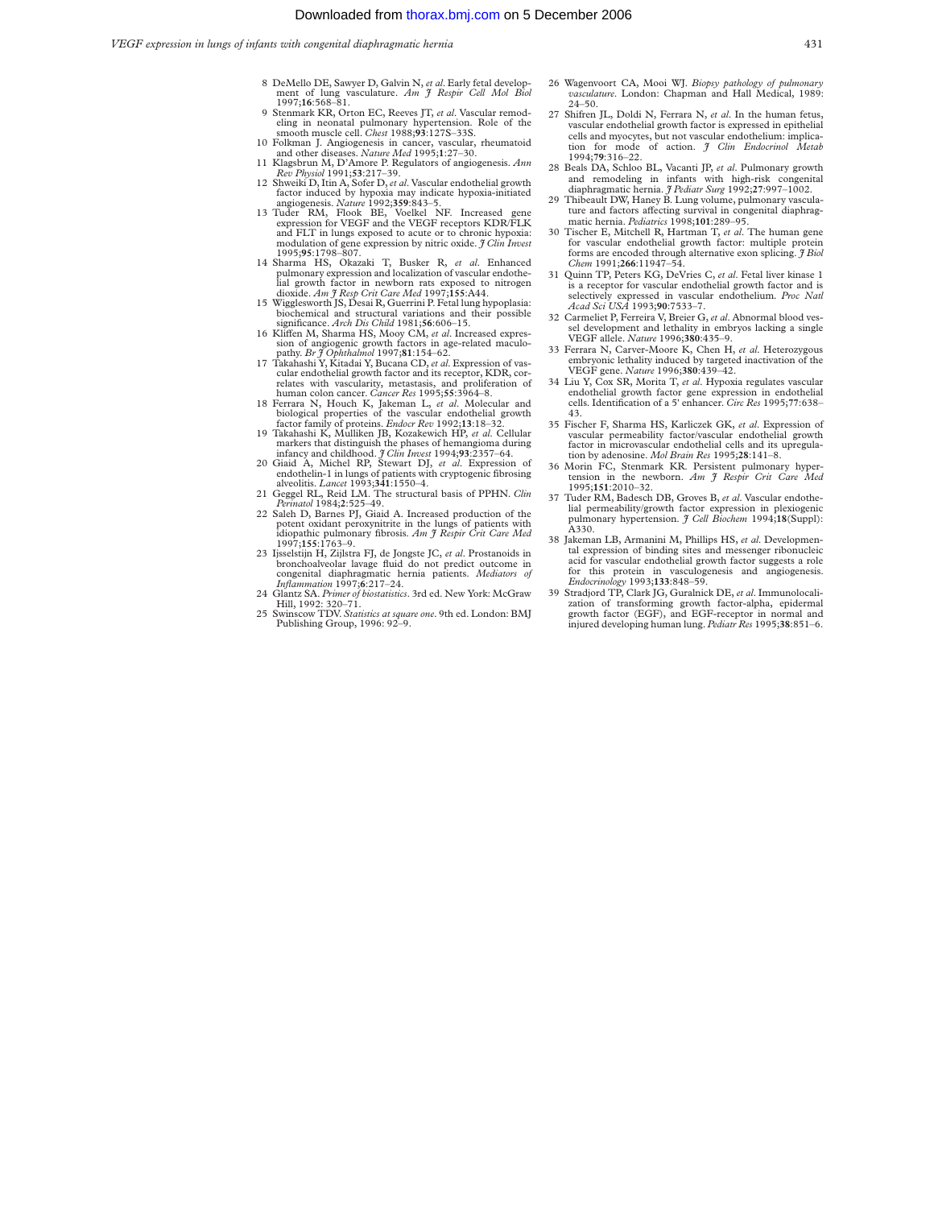8 DeMello DE, Sawyer D, Galvin N, *et al*. Early fetal development of lung vasculature. *Am J Respir Cell Mol Biol* 1997;**16**:568–81.

9 Stenmark KR, Orton EC, Reeves JT, *et al*. Vascular remodeling in neonatal pulmonary hypertension. Role of the smooth muscle cell. *Chest* 1988;**93**:127S–33S.

10 Folkman J. Angiogenesis in cancer, vascular, rheumatoid and other diseases. *Nature Med* 1995;**1**:27–30.

11 Klagsbrun M, D'Amore P. Regulators of angiogenesis. *Ann Rev Physiol* 1991;**53**:217–39.

12 Shweiki D, Itin A, Sofer D, *et al*. Vascular endothelial growth factor induced by hypoxia may indicate hypoxia-initiated angiogenesis. *Nature* 1992;**359**:843–5.

13 Tuder RM, Flook BE, Voelkel NF. Increased gene expression for VEGF and the VEGF receptors KDR/FLK and FLT in lungs exposed to acute or to chronic hypoxia: modulation of gene expression by nitric oxide. *J Clin Invest* 1995;**95**:1798–807.

14 Sharma HS, Okazaki T, Busker R, *et al*. Enhanced pulmonary expression and localization of vascular endothelial growth factor in newborn rats exposed to nitrogen dioxide. *Am J Resp Crit Care Med* 1997;**155**:A44.

15 Wigglesworth JS, Desai R, Guerrini P. Fetal lung hypoplasia: biochemical and structural variations and their possible significance. *Arch Dis Child* 1981;**56**:606–15.

16 Kliffen M, Sharma HS, Mooy CM, *et al*. Increased expression of angiogenic growth factors in age-related maculopathy. *Br J Ophthalmol* 1997;**81**:154–62.

17 Takahashi Y, Kitadai Y, Bucana CD, *et al*. Expression of vascular endothelial growth factor and its receptor, KDR, correlates with vascularity, metastasis, and proliferation of human colon cancer. *Cancer Res* 1995;**55**:3964–8.

18 Ferrara N, Houch K, Jakeman L, *et al*. Molecular and biological properties of the vascular endothelial growth factor family of proteins. *Endocr Rev* 1992;**13**:18–32.

19 Takahashi K, Mulliken JB, Kozakewich HP, *et al*. Cellular markers that distinguish the phases of hemangioma during infancy and childhood. *J Clin Invest* 1994;**93**:2357–64.

20 Giaid A, Michel RP, Stewart DJ, *et al*. Expression of endothelin-1 in lungs of patients with cryptogenic fibrosing alveolitis. *Lancet* 1993;**341**:1550–4.

21 Geggel RL, Reid LM. The structural basis of PPHN. *Clin Perinatol* 1984;**2**:525–49.

22 Saleh D, Barnes PJ, Giaid A. Increased production of the potent oxidant peroxynitrite in the lungs of patients with idiopathic pulmonary fibrosis. *Am J Respir Crit Care Med* 1997;**155**:1763–9.

23 Ijsselstijn H, Zijlstra FJ, de Jongste JC, *et al*. Prostanoids in bronchoalveolar lavage fluid do not predict outcome in congenital diaphragmatic hernia patients. *Mediators of Inflammation* 1997;**6**:217–24.

24 Glantz SA. *Primer of biostatistics*. 3rd ed. New York: McGraw Hill, 1992: 320–71.

25 Swinscow TDV. *Statistics at square one*. 9th ed. London: BMJ Publishing Group, 1996: 92–9.

26 Wagenvoort CA, Mooi WJ. *Biopsy pathology of pulmonary vasculature*. London: Chapman and Hall Medical, 1989: 24–50.

27 Shifren JL, Doldi N, Ferrara N, *et al*. In the human fetus, vascular endothelial growth factor is expressed in epithelial cells and myocytes, but not vascular endothelium: implication for mode of action. *J Clin Endocrinol Metab* 1994;**79**:316–22.

28 Beals DA, Schloo BL, Vacanti JP, *et al*. Pulmonary growth and remodeling in infants with high-risk congenital diaphragmatic hernia. *J Pediatr Surg* 1992;**27**:997–1002.

29 Thibeault DW, Haney B. Lung volume, pulmonary vasculature and factors affecting survival in congenital diaphragmatic hernia. *Pediatrics* 1998;**101**:289–95.

30 Tischer E, Mitchell R, Hartman T, *et al*. The human gene for vascular endothelial growth factor: multiple protein forms are encoded through alternative exon splicing. *J Biol Chem* 1991;**266**:11947–54.

31 Quinn TP, Peters KG, DeVries C, *et al*. Fetal liver kinase 1 is a receptor for vascular endothelial growth factor and is selectively expressed in vascular endothelium. *Proc Natl Acad Sci USA* 1993;**90**:7533–7.

32 Carmeliet P, Ferreira V, Breier G, *et al*. Abnormal blood vessel development and lethality in embryos lacking a single VEGF allele. *Nature* 1996;**380**:435–9.

33 Ferrara N, Carver-Moore K, Chen H, *et al*. Heterozygous embryonic lethality induced by targeted inactivation of the VEGF gene. *Nature* 1996;**380**:439–42.

34 Liu Y, Cox SR, Morita T, *et al*. Hypoxia regulates vascular endothelial growth factor gene expression in endothelial cells. Identification of a 5' enhancer. *Circ Res* 1995;**77**:638–43.

35 Fischer F, Sharma HS, Karliczek GK, *et al*. Expression of vascular permeability factor/vascular endothelial growth factor in microvascular endothelial cells and its upregulation by adenosine. *Mol Brain Res* 1995;**28**:141–8.

36 Morin FC, Stenmark KR. Persistent pulmonary hypertension in the newborn. *Am J Respir Crit Care Med* 1995;**151**:2010–32.

37 Tuder RM, Badesch DB, Groves B, *et al*. Vascular endothelial permeability/growth factor expression in plexiogenic pulmonary hypertension. *J Cell Biochem* 1994;**18**(Suppl): A330.

38 Jakeman LB, Armanini M, Phillips HS, *et al*. Developmental expression of binding sites and messenger ribonucleic acid for vascular endothelial growth factor suggests a role for this protein in vasculogenesis and angiogenesis. *Endocrinology* 1993;**133**:848–59.

39 Stradjord TP, Clark JG, Guralnick DE, *et al*. Immunolocalization of transforming growth factor-alpha, epidermal growth factor (EGF), and EGF-receptor in normal and injured developing human lung. *Pediatr Res* 1995;**38**:851–6.